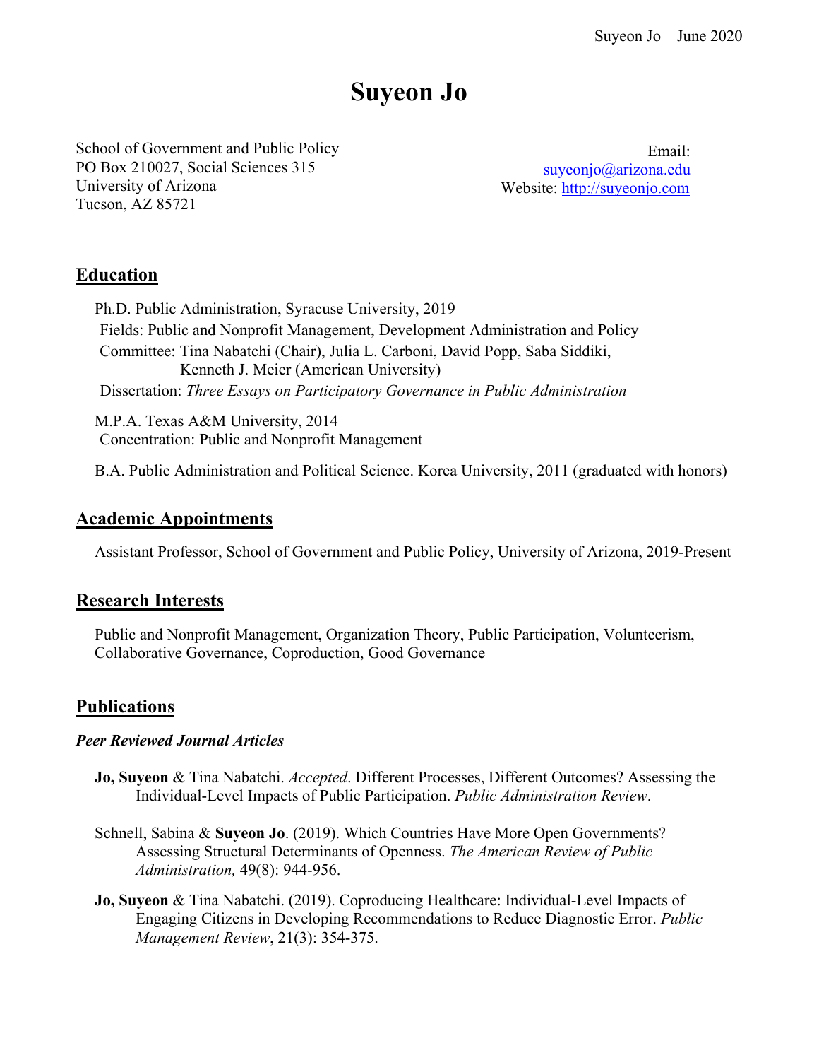# Suyeon Jo

School of Government and Public Policy
PO Box 210027, Social Sciences 315
University of Arizona
Tucson, AZ 85721

Email: suyeonjo@arizona.edu
Website: http://suyeonjo.com

## Education

Ph.D. Public Administration, Syracuse University, 2019
Fields: Public and Nonprofit Management, Development Administration and Policy
Committee: Tina Nabatchi (Chair), Julia L. Carboni, David Popp, Saba Siddiki, Kenneth J. Meier (American University)
Dissertation: *Three Essays on Participatory Governance in Public Administration*

M.P.A. Texas A&M University, 2014
Concentration: Public and Nonprofit Management

B.A. Public Administration and Political Science. Korea University, 2011 (graduated with honors)

## Academic Appointments

Assistant Professor, School of Government and Public Policy, University of Arizona, 2019-Present

## Research Interests

Public and Nonprofit Management, Organization Theory, Public Participation, Volunteerism, Collaborative Governance, Coproduction, Good Governance

## Publications

### *Peer Reviewed Journal Articles*

**Jo, Suyeon** & Tina Nabatchi. *Accepted*. Different Processes, Different Outcomes? Assessing the Individual-Level Impacts of Public Participation. *Public Administration Review*.

Schnell, Sabina & **Suyeon Jo**. (2019). Which Countries Have More Open Governments? Assessing Structural Determinants of Openness. *The American Review of Public Administration,* 49(8): 944-956.

**Jo, Suyeon** & Tina Nabatchi. (2019). Coproducing Healthcare: Individual-Level Impacts of Engaging Citizens in Developing Recommendations to Reduce Diagnostic Error. *Public Management Review*, 21(3): 354-375.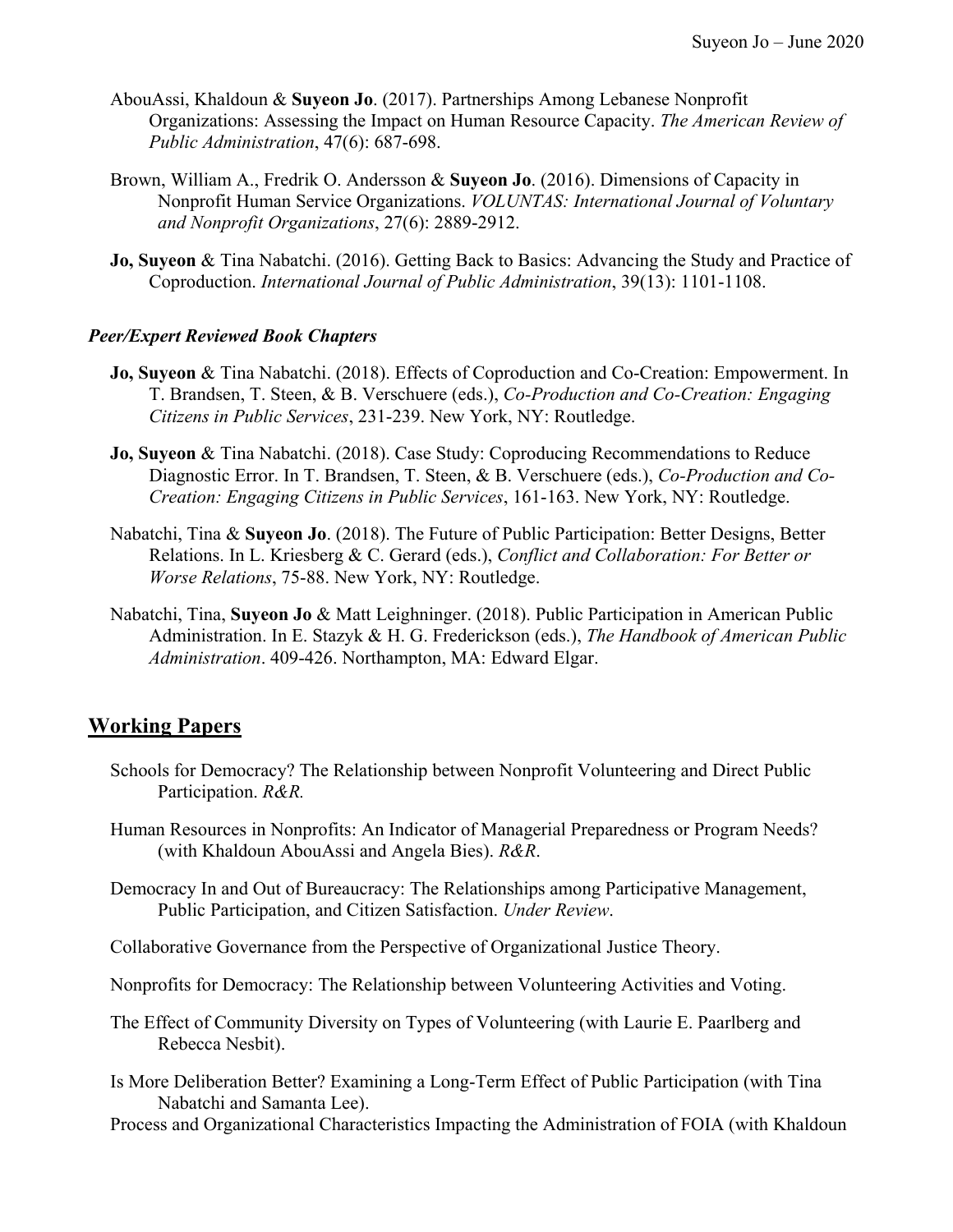AbouAssi, Khaldoun & **Suyeon Jo**. (2017). Partnerships Among Lebanese Nonprofit Organizations: Assessing the Impact on Human Resource Capacity. *The American Review of Public Administration*, 47(6): 687-698.

Brown, William A., Fredrik O. Andersson & **Suyeon Jo**. (2016). Dimensions of Capacity in Nonprofit Human Service Organizations. *VOLUNTAS: International Journal of Voluntary and Nonprofit Organizations*, 27(6): 2889-2912.

**Jo, Suyeon** & Tina Nabatchi. (2016). Getting Back to Basics: Advancing the Study and Practice of Coproduction. *International Journal of Public Administration*, 39(13): 1101-1108.

### *Peer/Expert Reviewed Book Chapters*

**Jo, Suyeon** & Tina Nabatchi. (2018). Effects of Coproduction and Co-Creation: Empowerment. In T. Brandsen, T. Steen, & B. Verschuere (eds.), *Co-Production and Co-Creation: Engaging Citizens in Public Services*, 231-239. New York, NY: Routledge.

**Jo, Suyeon** & Tina Nabatchi. (2018). Case Study: Coproducing Recommendations to Reduce Diagnostic Error. In T. Brandsen, T. Steen, & B. Verschuere (eds.), *Co-Production and Co-Creation: Engaging Citizens in Public Services*, 161-163. New York, NY: Routledge.

Nabatchi, Tina & **Suyeon Jo**. (2018). The Future of Public Participation: Better Designs, Better Relations. In L. Kriesberg & C. Gerard (eds.), *Conflict and Collaboration: For Better or Worse Relations*, 75-88. New York, NY: Routledge.

Nabatchi, Tina, **Suyeon Jo** & Matt Leighninger. (2018). Public Participation in American Public Administration. In E. Stazyk & H. G. Frederickson (eds.), *The Handbook of American Public Administration*. 409-426. Northampton, MA: Edward Elgar.

## Working Papers

Schools for Democracy? The Relationship between Nonprofit Volunteering and Direct Public Participation. *R&R.*

Human Resources in Nonprofits: An Indicator of Managerial Preparedness or Program Needs? (with Khaldoun AbouAssi and Angela Bies). *R&R*.

Democracy In and Out of Bureaucracy: The Relationships among Participative Management, Public Participation, and Citizen Satisfaction. *Under Review*.

Collaborative Governance from the Perspective of Organizational Justice Theory.

Nonprofits for Democracy: The Relationship between Volunteering Activities and Voting.

The Effect of Community Diversity on Types of Volunteering (with Laurie E. Paarlberg and Rebecca Nesbit).

Is More Deliberation Better? Examining a Long-Term Effect of Public Participation (with Tina Nabatchi and Samanta Lee).

Process and Organizational Characteristics Impacting the Administration of FOIA (with Khaldoun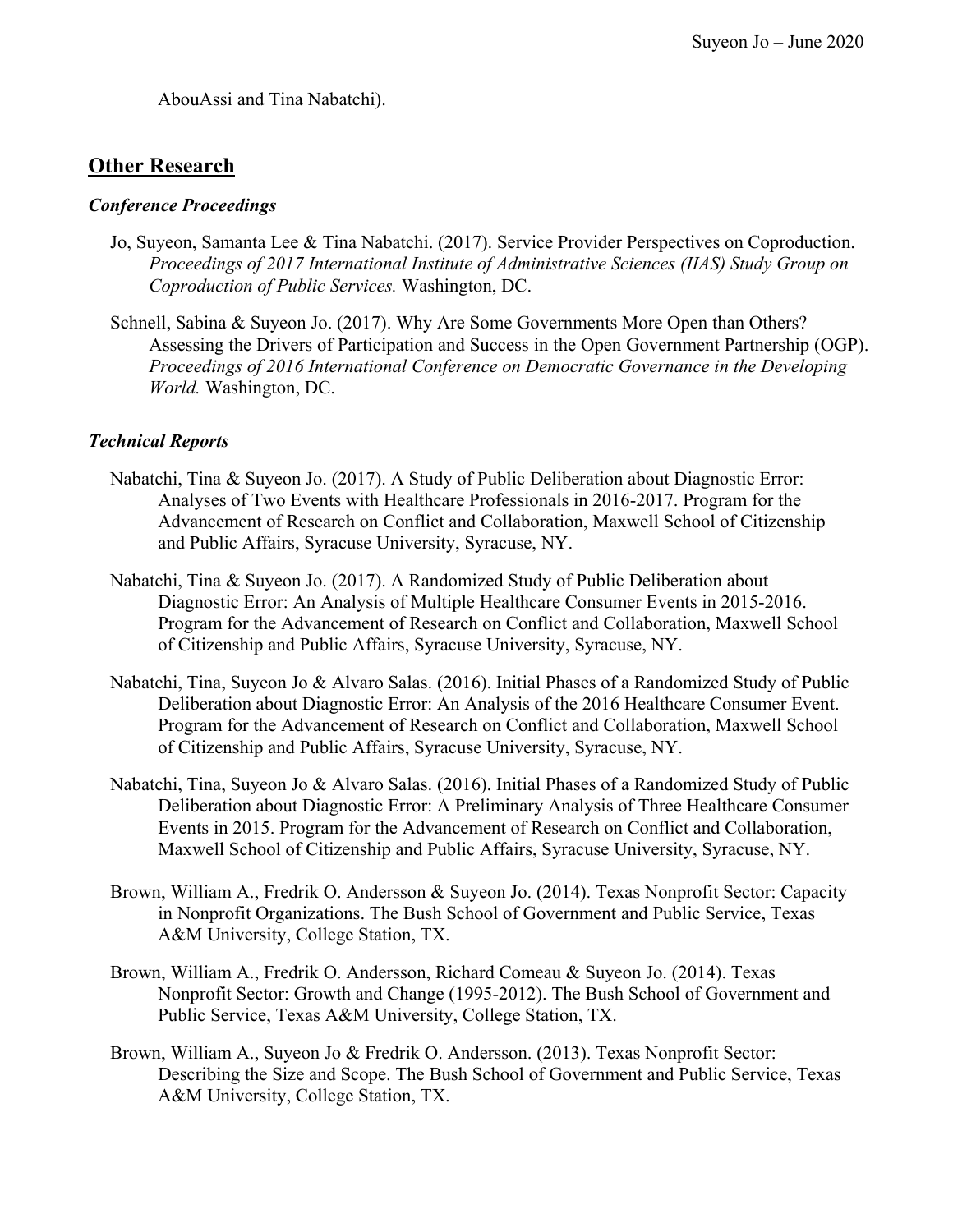AbouAssi and Tina Nabatchi).

## Other Research

### *Conference Proceedings*

Jo, Suyeon, Samanta Lee & Tina Nabatchi. (2017). Service Provider Perspectives on Coproduction. *Proceedings of 2017 International Institute of Administrative Sciences (IIAS) Study Group on Coproduction of Public Services.* Washington, DC.

Schnell, Sabina & Suyeon Jo. (2017). Why Are Some Governments More Open than Others? Assessing the Drivers of Participation and Success in the Open Government Partnership (OGP). *Proceedings of 2016 International Conference on Democratic Governance in the Developing World.* Washington, DC.

### *Technical Reports*

Nabatchi, Tina & Suyeon Jo. (2017). A Study of Public Deliberation about Diagnostic Error: Analyses of Two Events with Healthcare Professionals in 2016-2017. Program for the Advancement of Research on Conflict and Collaboration, Maxwell School of Citizenship and Public Affairs, Syracuse University, Syracuse, NY.

Nabatchi, Tina & Suyeon Jo. (2017). A Randomized Study of Public Deliberation about Diagnostic Error: An Analysis of Multiple Healthcare Consumer Events in 2015-2016. Program for the Advancement of Research on Conflict and Collaboration, Maxwell School of Citizenship and Public Affairs, Syracuse University, Syracuse, NY.

Nabatchi, Tina, Suyeon Jo & Alvaro Salas. (2016). Initial Phases of a Randomized Study of Public Deliberation about Diagnostic Error: An Analysis of the 2016 Healthcare Consumer Event. Program for the Advancement of Research on Conflict and Collaboration, Maxwell School of Citizenship and Public Affairs, Syracuse University, Syracuse, NY.

Nabatchi, Tina, Suyeon Jo & Alvaro Salas. (2016). Initial Phases of a Randomized Study of Public Deliberation about Diagnostic Error: A Preliminary Analysis of Three Healthcare Consumer Events in 2015. Program for the Advancement of Research on Conflict and Collaboration, Maxwell School of Citizenship and Public Affairs, Syracuse University, Syracuse, NY.

Brown, William A., Fredrik O. Andersson & Suyeon Jo. (2014). Texas Nonprofit Sector: Capacity in Nonprofit Organizations. The Bush School of Government and Public Service, Texas A&M University, College Station, TX.

Brown, William A., Fredrik O. Andersson, Richard Comeau & Suyeon Jo. (2014). Texas Nonprofit Sector: Growth and Change (1995-2012). The Bush School of Government and Public Service, Texas A&M University, College Station, TX.

Brown, William A., Suyeon Jo & Fredrik O. Andersson. (2013). Texas Nonprofit Sector: Describing the Size and Scope. The Bush School of Government and Public Service, Texas A&M University, College Station, TX.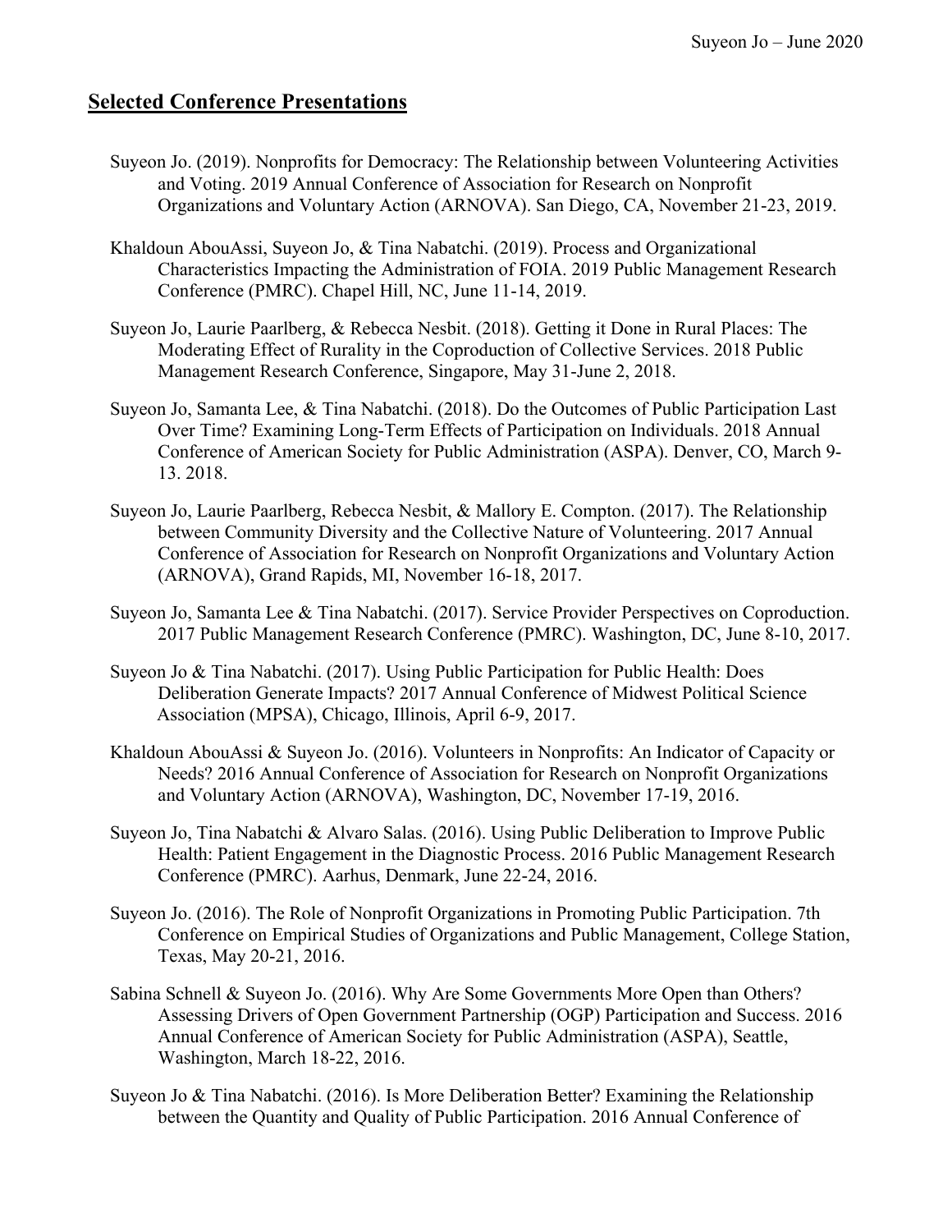## Selected Conference Presentations

Suyeon Jo. (2019). Nonprofits for Democracy: The Relationship between Volunteering Activities and Voting. 2019 Annual Conference of Association for Research on Nonprofit Organizations and Voluntary Action (ARNOVA). San Diego, CA, November 21-23, 2019.

Khaldoun AbouAssi, Suyeon Jo, & Tina Nabatchi. (2019). Process and Organizational Characteristics Impacting the Administration of FOIA. 2019 Public Management Research Conference (PMRC). Chapel Hill, NC, June 11-14, 2019.

Suyeon Jo, Laurie Paarlberg, & Rebecca Nesbit. (2018). Getting it Done in Rural Places: The Moderating Effect of Rurality in the Coproduction of Collective Services. 2018 Public Management Research Conference, Singapore, May 31-June 2, 2018.

Suyeon Jo, Samanta Lee, & Tina Nabatchi. (2018). Do the Outcomes of Public Participation Last Over Time? Examining Long-Term Effects of Participation on Individuals. 2018 Annual Conference of American Society for Public Administration (ASPA). Denver, CO, March 9-13. 2018.

Suyeon Jo, Laurie Paarlberg, Rebecca Nesbit, & Mallory E. Compton. (2017). The Relationship between Community Diversity and the Collective Nature of Volunteering. 2017 Annual Conference of Association for Research on Nonprofit Organizations and Voluntary Action (ARNOVA), Grand Rapids, MI, November 16-18, 2017.

Suyeon Jo, Samanta Lee & Tina Nabatchi. (2017). Service Provider Perspectives on Coproduction. 2017 Public Management Research Conference (PMRC). Washington, DC, June 8-10, 2017.

Suyeon Jo & Tina Nabatchi. (2017). Using Public Participation for Public Health: Does Deliberation Generate Impacts? 2017 Annual Conference of Midwest Political Science Association (MPSA), Chicago, Illinois, April 6-9, 2017.

Khaldoun AbouAssi & Suyeon Jo. (2016). Volunteers in Nonprofits: An Indicator of Capacity or Needs? 2016 Annual Conference of Association for Research on Nonprofit Organizations and Voluntary Action (ARNOVA), Washington, DC, November 17-19, 2016.

Suyeon Jo, Tina Nabatchi & Alvaro Salas. (2016). Using Public Deliberation to Improve Public Health: Patient Engagement in the Diagnostic Process. 2016 Public Management Research Conference (PMRC). Aarhus, Denmark, June 22-24, 2016.

Suyeon Jo. (2016). The Role of Nonprofit Organizations in Promoting Public Participation. 7th Conference on Empirical Studies of Organizations and Public Management, College Station, Texas, May 20-21, 2016.

Sabina Schnell & Suyeon Jo. (2016). Why Are Some Governments More Open than Others? Assessing Drivers of Open Government Partnership (OGP) Participation and Success. 2016 Annual Conference of American Society for Public Administration (ASPA), Seattle, Washington, March 18-22, 2016.

Suyeon Jo & Tina Nabatchi. (2016). Is More Deliberation Better? Examining the Relationship between the Quantity and Quality of Public Participation. 2016 Annual Conference of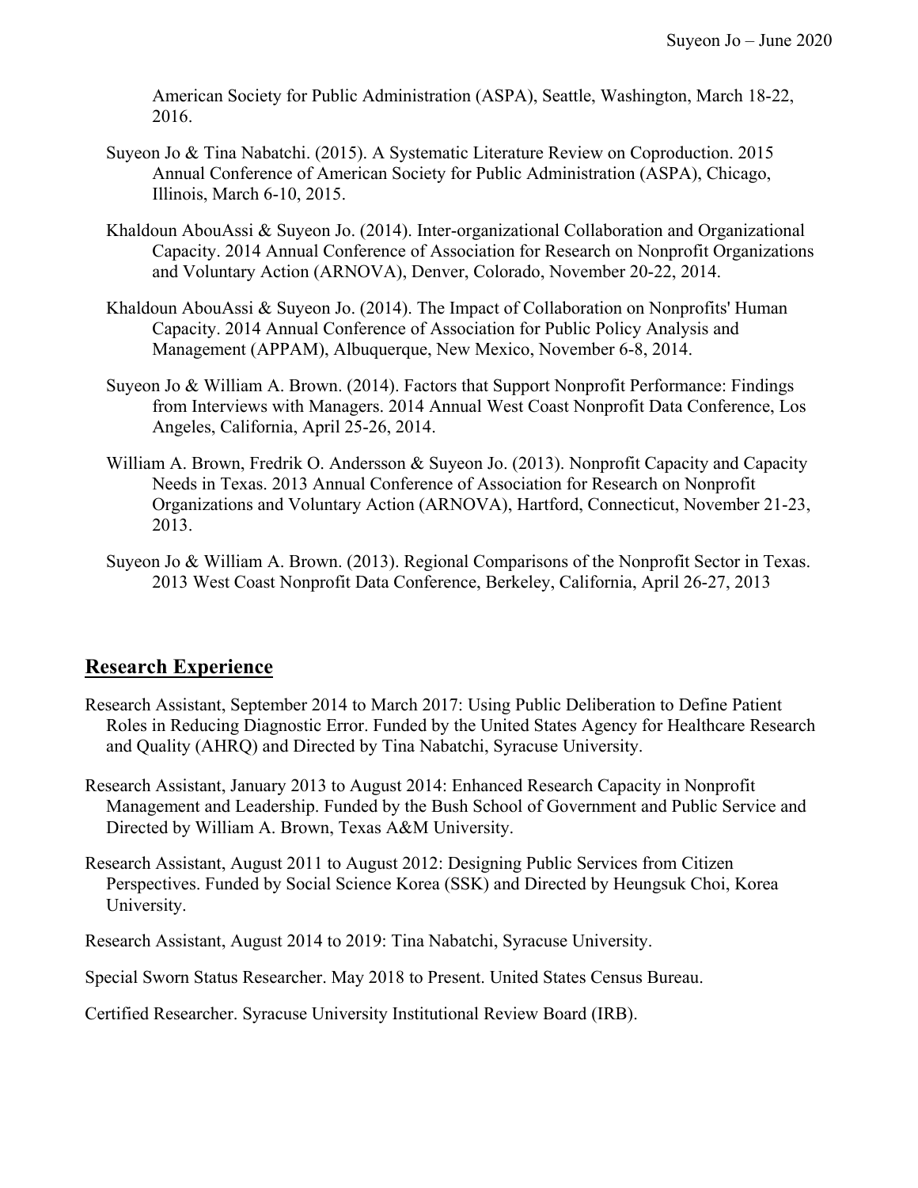American Society for Public Administration (ASPA), Seattle, Washington, March 18-22, 2016.

Suyeon Jo & Tina Nabatchi. (2015). A Systematic Literature Review on Coproduction. 2015 Annual Conference of American Society for Public Administration (ASPA), Chicago, Illinois, March 6-10, 2015.

Khaldoun AbouAssi & Suyeon Jo. (2014). Inter-organizational Collaboration and Organizational Capacity. 2014 Annual Conference of Association for Research on Nonprofit Organizations and Voluntary Action (ARNOVA), Denver, Colorado, November 20-22, 2014.

Khaldoun AbouAssi & Suyeon Jo. (2014). The Impact of Collaboration on Nonprofits' Human Capacity. 2014 Annual Conference of Association for Public Policy Analysis and Management (APPAM), Albuquerque, New Mexico, November 6-8, 2014.

Suyeon Jo & William A. Brown. (2014). Factors that Support Nonprofit Performance: Findings from Interviews with Managers. 2014 Annual West Coast Nonprofit Data Conference, Los Angeles, California, April 25-26, 2014.

William A. Brown, Fredrik O. Andersson & Suyeon Jo. (2013). Nonprofit Capacity and Capacity Needs in Texas. 2013 Annual Conference of Association for Research on Nonprofit Organizations and Voluntary Action (ARNOVA), Hartford, Connecticut, November 21-23, 2013.

Suyeon Jo & William A. Brown. (2013). Regional Comparisons of the Nonprofit Sector in Texas. 2013 West Coast Nonprofit Data Conference, Berkeley, California, April 26-27, 2013

## Research Experience

Research Assistant, September 2014 to March 2017: Using Public Deliberation to Define Patient Roles in Reducing Diagnostic Error. Funded by the United States Agency for Healthcare Research and Quality (AHRQ) and Directed by Tina Nabatchi, Syracuse University.

Research Assistant, January 2013 to August 2014: Enhanced Research Capacity in Nonprofit Management and Leadership. Funded by the Bush School of Government and Public Service and Directed by William A. Brown, Texas A&M University.

Research Assistant, August 2011 to August 2012: Designing Public Services from Citizen Perspectives. Funded by Social Science Korea (SSK) and Directed by Heungsuk Choi, Korea University.

Research Assistant, August 2014 to 2019: Tina Nabatchi, Syracuse University.

Special Sworn Status Researcher. May 2018 to Present. United States Census Bureau.

Certified Researcher. Syracuse University Institutional Review Board (IRB).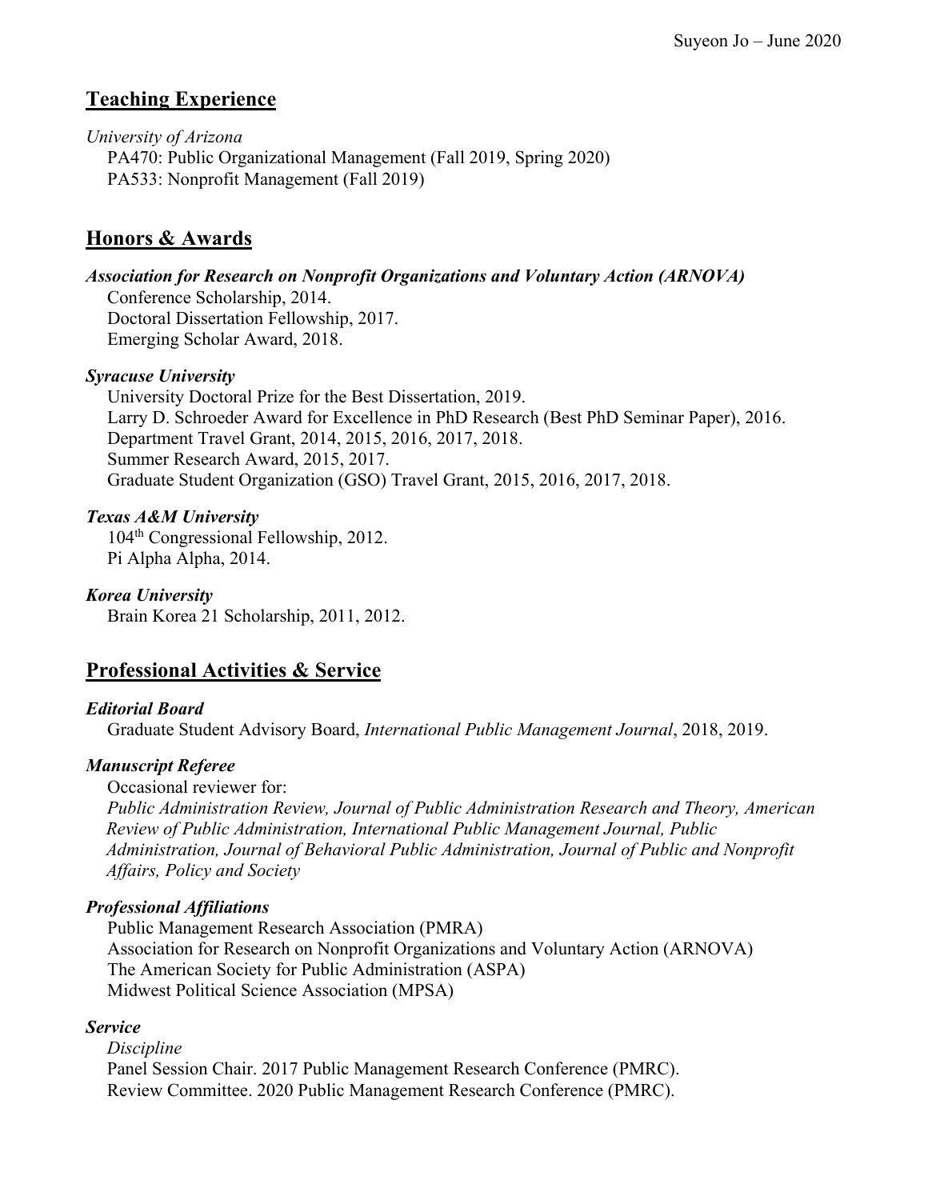## Teaching Experience

*University of Arizona*

PA470: Public Organizational Management (Fall 2019, Spring 2020)
PA533: Nonprofit Management (Fall 2019)

## Honors & Awards

***Association for Research on Nonprofit Organizations and Voluntary Action (ARNOVA)***

Conference Scholarship, 2014.
Doctoral Dissertation Fellowship, 2017.
Emerging Scholar Award, 2018.

***Syracuse University***

University Doctoral Prize for the Best Dissertation, 2019.
Larry D. Schroeder Award for Excellence in PhD Research (Best PhD Seminar Paper), 2016.
Department Travel Grant, 2014, 2015, 2016, 2017, 2018.
Summer Research Award, 2015, 2017.
Graduate Student Organization (GSO) Travel Grant, 2015, 2016, 2017, 2018.

***Texas A&M University***

104th Congressional Fellowship, 2012.
Pi Alpha Alpha, 2014.

***Korea University***

Brain Korea 21 Scholarship, 2011, 2012.

## Professional Activities & Service

***Editorial Board***

Graduate Student Advisory Board, *International Public Management Journal*, 2018, 2019.

***Manuscript Referee***

Occasional reviewer for:
*Public Administration Review, Journal of Public Administration Research and Theory, American Review of Public Administration, International Public Management Journal, Public Administration, Journal of Behavioral Public Administration, Journal of Public and Nonprofit Affairs, Policy and Society*

***Professional Affiliations***

Public Management Research Association (PMRA)
Association for Research on Nonprofit Organizations and Voluntary Action (ARNOVA)
The American Society for Public Administration (ASPA)
Midwest Political Science Association (MPSA)

***Service***

*Discipline*
Panel Session Chair. 2017 Public Management Research Conference (PMRC).
Review Committee. 2020 Public Management Research Conference (PMRC).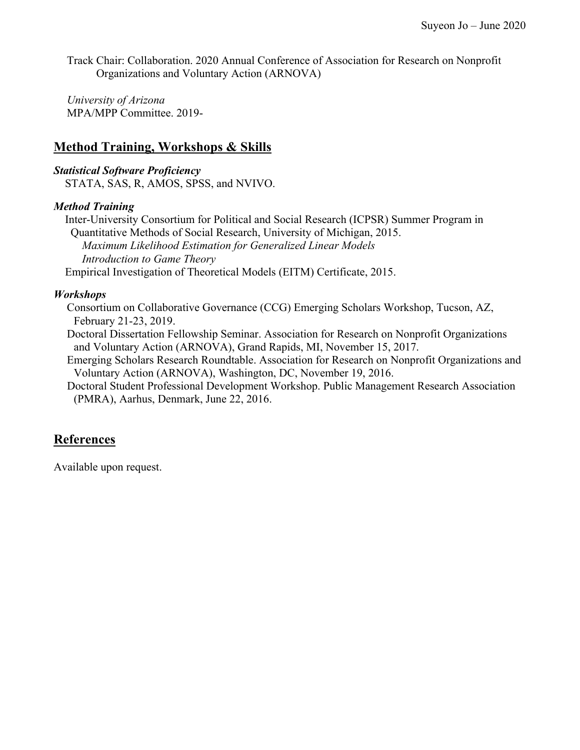Track Chair: Collaboration. 2020 Annual Conference of Association for Research on Nonprofit Organizations and Voluntary Action (ARNOVA)

*University of Arizona*
MPA/MPP Committee. 2019-

## Method Training, Workshops & Skills

***Statistical Software Proficiency***

STATA, SAS, R, AMOS, SPSS, and NVIVO.

***Method Training***

Inter-University Consortium for Political and Social Research (ICPSR) Summer Program in Quantitative Methods of Social Research, University of Michigan, 2015.

*Maximum Likelihood Estimation for Generalized Linear Models*
*Introduction to Game Theory*

Empirical Investigation of Theoretical Models (EITM) Certificate, 2015.

***Workshops***

Consortium on Collaborative Governance (CCG) Emerging Scholars Workshop, Tucson, AZ, February 21-23, 2019.

Doctoral Dissertation Fellowship Seminar. Association for Research on Nonprofit Organizations and Voluntary Action (ARNOVA), Grand Rapids, MI, November 15, 2017.

Emerging Scholars Research Roundtable. Association for Research on Nonprofit Organizations and Voluntary Action (ARNOVA), Washington, DC, November 19, 2016.

Doctoral Student Professional Development Workshop. Public Management Research Association (PMRA), Aarhus, Denmark, June 22, 2016.

## References

Available upon request.